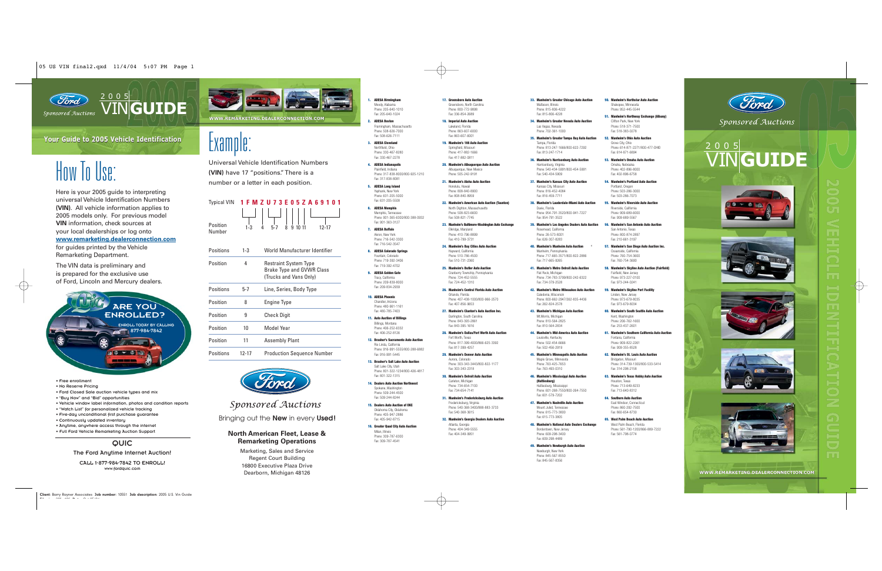# Ford Sponsored Auctions 2005 VIN GUIDE

## Your Guide to 2005 Vehicle Identification

WWW.REMARKETING.DEALERCONNECTION.COM

# How To Use:

Here is your 2005 guide to interpreting universal Vehicle Identification Numbers **(VIN)**. All vehicle information applies to 2005 models only. For previous model **VIN** information, check sources at your local dealerships or log onto **www.remarketing.dealerconnection.com** for guides printed by the Vehicle Remarketing Department.

The VIN data is preliminary and is prepared for the exclusive use of Ford, Lincoln and Mercury dealers.

**QUIC — ARE YOU ENROLLED?**

ENROLL TODAY BY CALLING 877-984-7842

- Free enrollment
- No Reserve Pricing
- Ford Closed Sale auction vehicle types and mix
- "Buy Now" and "Bid" opportunities
- Vehicle window label information, photos and condition reports
- "Watch List" for personalized vehicle tracking
- Five-day unconditional first purchase guarantee
- Continuously updated inventory
- Anytime, anywhere access through the internet
- Full Ford Vehicle Remarketing Auction Support

**QUIC**

The Ford Anytime Internet Auction!

CALL 1-877-984-7842 TO ENROLL!

www.fordquic.com

# Example:

Universal Vehicle Identification Numbers **(VIN)** have 17 "positions." There is a number or a letter in each position.

Typical VIN **1 F M Z U 7 3 E 0 5 Z A 6 9 1 0 1**

Position Number: 1-3, 4, 5-7, 8, 9, 10, 11, 12-17

| Positions | 1-3 | World Manufacturer Identifier |
|---|---|---|
| Position | 4 | Restraint System Type<br>Brake Type and GVWR Class<br>(Trucks and Vans Only) |
| Positions | 5-7 | Line, Series, Body Type |
| Position | 8 | Engine Type |
| Position | 9 | Check Digit |
| Position | 10 | Model Year |
| Position | 11 | Assembly Plant |
| Positions | 12-17 | Production Sequence Number |

Ford *Sponsored Auctions*

Bringing out the **New** in every **Used**!

**North American Fleet, Lease & Remarketing Operations**

Marketing, Sales and Service
Regent Court Building
16800 Executive Plaza Drive
Dearborn, Michigan 48126

1. **ADESA Birmingham**
   Moody, Alabama
   Phone: 205-640-1010
   Fax: 205-640-1024
2. **ADESA Boston**
   Framingham, Massachusetts
   Phone: 508-626-7000
   Fax: 508-626-7111
3. **ADESA Cleveland**
   Northfield, Ohio
   Phone: 330-467-8280
   Fax: 330-467-2278
4. **ADESA Indianapolis**
   Plainfield, Indiana
   Phone: 317-838-8000/800-925-1210
   Fax: 317-838-8081
5. **ADESA Long Island**
   Yaphank, New York
   Phone: 631-205-5000
   Fax: 631-205-5508
6. **ADESA Memphis**
   Memphis, Tennessee
   Phone: 901-365-6500/800-388-0932
   Fax: 901-363-3127
7. **ADESA Buffalo**
   Akron, New York
   Phone: 716-542-3300
   Fax: 716-542-3547
8. **ADESA Colorado Springs**
   Fountain, Colorado
   Phone: 719-392-3406
   Fax: 719-392-4702
9. **ADESA Golden Gate**
   Tracy, California
   Phone: 209-839-8000
   Fax: 209-834-2939
10. **ADESA Phoenix**
    Chandler, Arizona
    Phone: 480-961-1161
    Fax: 480-785-7403
11. **Auto Auction of Billings**
    Billings, Montana
    Phone: 406-252-8332
    Fax: 406-252-8126
12. **Brasher's Sacramento Auto Auction**
    Rio Linda, California
    Phone: 916-991-5555/800-288-6882
    Fax: 916-991-5445
13. **Brasher's Salt Lake Auto Auction**
    Salt Lake City, Utah
    Phone: 801-322-1234/800-426-4817
    Fax: 801-322-1315
14. **Dealers Auto Auction Northwest**
    Spokane, Washington
    Phone: 509-244-4500
    Fax: 509-244-8244
15. **Dealers Auto Auction of OKC**
    Oklahoma City, Oklahoma
    Phone: 405-947-2886
    Fax: 405-942-8715
16. **Greater Quad City Auto Auction**
    Milan, Illinois
    Phone: 309-787-6300
    Fax: 309-787-4541
17. **Greensboro Auto Auction**
    Greensboro, North Carolina
    Phone: 800-772-9898
    Fax: 336-854-2689
18. **Imperial Auto Auction**
    Lakeland, Florida
    Phone: 863-607-6000
    Fax: 863-607-6001
19. **Manheim's 166 Auto Auction**
    Springfield, Missouri
    Phone: 417-882-1666
    Fax: 417-882-2811
20. **Manheim's Albuquerque Auto Auction**
    Albuquerque, New Mexico
    Phone: 505-242-9191
21. **Manheim's Aloha Auto Auction**
    Honolulu, Hawaii
    Phone: 808-840-8900
    Fax: 808-840-8959
22. **Manheim's American Auto Auction (Taunton)**
    North Dighton, Massachusetts
    Phone: 508-823-6600
    Fax: 508-821-7745
23. **Manheim's Baltimore-Washington Auto Exchange**
    Elkridge, Maryland
    Phone: 410-796-8899
    Fax: 410-799-3731
24. **Manheim's Bay Cities Auto Auction**
    Hayward, California
    Phone: 510-786-4500
    Fax: 510-731-2360
25. **Manheim's Butler Auto Auction**
    Cranberry Township, Pennsylvania
    Phone: 724-452-5555
    Fax: 724-452-1310
26. **Manheim's Central Florida Auto Auction**
    Orlando, Florida
    Phone: 407-438-1000/800-966-2570
    Fax: 407-856-3653
27. **Manheim's Clanton's Auto Auction Inc.**
    Darlington, South Carolina
    Phone: 843-393-2861
    Fax: 843-395-1618
28. **Manheim's Dallas/Fort Worth Auto Auction**
    Fort Worth, Texas
    Phone: 817-399-4000/800-625-3392
    Fax: 817-399-4257
29. **Manheim's Denver Auto Auction**
    Aurora, Colorado
    Phone: 303-343-3443/800-822-1177
    Fax: 303-343-2318
30. **Manheim's Detroit Auto Auction**
    Carleton, Michigan
    Phone: 734-654-7100
    Fax: 734-654-7141
31. **Manheim's Fredericksburg Auto Auction**
    Fredericksburg, Virginia
    Phone: 540-368-3400/888-883-3733
    Fax: 540-368-3615
32. **Manheim's Georgia Dealers Auto Auction**
    Atlanta, Georgia
    Phone: 404-349-5555
    Fax: 404-349-8951
33. **Manheim's Greater Chicago Auto Auction**
    Matteson, Illinois
    Phone: 815-806-4222
    Fax: 815-806-4228
34. **Manheim's Greater Nevada Auto Auction**
    Las Vegas, Nevada
    Phone: 702-361-1000
35. **Manheim's Greater Tampa Bay Auto Auction**
    Tampa, Florida
    Phone: 813-247-1666/800-622-7292
    Fax: 813-247-1714
36. **Manheim's Harrisonburg Auto Auction**
    Harrisonburg, Virginia
    Phone: 540-434-5991/800-454-5991
    Fax: 540-434-5909
37. **Manheim's Kansas City Auto Auction**
    Kansas City, Missouri
    Phone: 816-452-4084
    Fax: 816-459-7711
38. **Manheim's Lauderdale-Miami Auto Auction**
    Davie, Florida
    Phone: 954-791-3520/800-941-7227
    Fax: 954-791-3522
39. **Manheim's Los Angeles Dealers Auto Auction**
    Rosemead, California
    Phone: 26-573-6001
    Fax: 626-307-8283
40. **Manheim's Manheim Auto Auction**
    Manheim, Pennsylvania
    Phone: 717-665-3571/800-822-2886
    Fax: 717-665-9303
41. **Manheim's Metro Detroit Auto Auction**
    Flat Rock, Michigan
    Phone: 734-783-3700/800-242-6322
    Fax: 734-379-2528
42. **Manheim's Metro Milwaukee Auto Auction**
    Caledonia, Wisconsin
    Phone: 800-662-2947/262-835-4436
    Fax: 262-824-2578
43. **Manheim's Michigan Auto Auction**
    Mt.Morris, Michigan
    Phone: 810-564-2825
    Fax: 810-564-2834
44. **Manheim's Mid-America Auto Auction**
    Louisville, Kentucky
    Phone: 502-454-6666
    Fax: 502-456-2919
45. **Manheim's Minneapolis Auto Auction**
    Maple Grove, Minnesota
    Phone: 763-425-7653
    Fax: 763-493-0310
46. **Manheim's Mississippi Auto Auction (Hattiesburg)**
    Hattiesburg, Mississippi
    Phone: 601-268-7550/800-264-7550
    Fax: 601-579-7202
47. **Manheim's Nashville Auto Auction**
    Mount Juliet, Tennessee
    Phone: 615-773-3800
    Fax: 615-773-3805
48. **Manheim's National Auto Dealers Exchange**
    Bordentown, New Jersey
    Phone: 609-298-3400
    Fax: 609-298-4489
49. **Manheim's Newburgh Auto Auction**
    Newburgh, New York
    Phone: 845-567-8550
    Fax: 845-567-8356
50. **Manheim's Northstar Auto Auction**
    Shakopee, Minnesota
    Phone: 952-445-5544
51. **Manheim's Northway Exchange (Albany)**
    Clifton Park, New York
    Phone: 518-371-7500
    Fax: 518-383-0278
52. **Manheim's Ohio Auto Auction**
    Grove City, Ohio
    Phone: 614-871-2771/800-477-OHIO
    Fax: 614-871-6694
53. **Manheim's Omaha Auto Auction**
    Omaha, Nebraska
    Phone: 402-896-8000
    Fax: 402-896-6758
54. **Manheim's Portland Auto Auction**
    Portland, Oregon
    Phone: 503-286-3000
    Fax: 503-286-7573
55. **Manheim's Riverside Auto Auction**
    Riverside, California
    Phone: 909-689-6000
    Fax: 909-689-5567
56. **Manheim's San Antonio Auto Auction**
    San Antonio, Texas
    Phone: 800-874-2897
    Fax: 210-661-3197
57. **Manheim's San Diego Auto Auction Inc.**
    Oceanside, California
    Phone: 760-754-3600
    Fax: 760-754-3690
58. **Manheim's Skyline Auto Auction (Fairfield)**
    Fairfield, New Jersey
    Phone: 973-227-0700
    Fax: 973-244-0241
59. **Manheim's Skyline Port Facility**
    Linden, New Jersey
    Phone: 973-679-8035
    Fax: 973-679-8034
60. **Manheim's South Seattle Auto Auction**
    Kent, Washington
    Phone: 206-762-1600
    Fax: 253-437-2601
61. **Manheim's Southern California Auto Auction**
    Fontana, California
    Phone: 909-822-2261
    Fax: 909-355-8528
62. **Manheim's St. Louis Auto Auction**
    Bridgeton, Missouri
    Phone: 314-739-1300/800-533-5414
    Fax: 314-298-2158
63. **Manheim's Texas Hobby Auto Auction**
    Houston, Texas
    Phone: 713-649-8233
    Fax: 713-640-8312
64. **Southern Auto Auction**
    East Windsor, Connecticut
    Phone: 860-292-7500
    Fax: 860-654-8730
65. **West Palm Beach Auto Auction**
    West Palm Beach, Florida
    Phone: 561-790-1200/866-889-7222
    Fax: 561-798-0774

Ford *Sponsored Auctions*

# 2005 VIN GUIDE

2005 VEHICLE IDENTIFICATION GUIDE

WWW.REMARKETING.DEALERCONNECTION.COM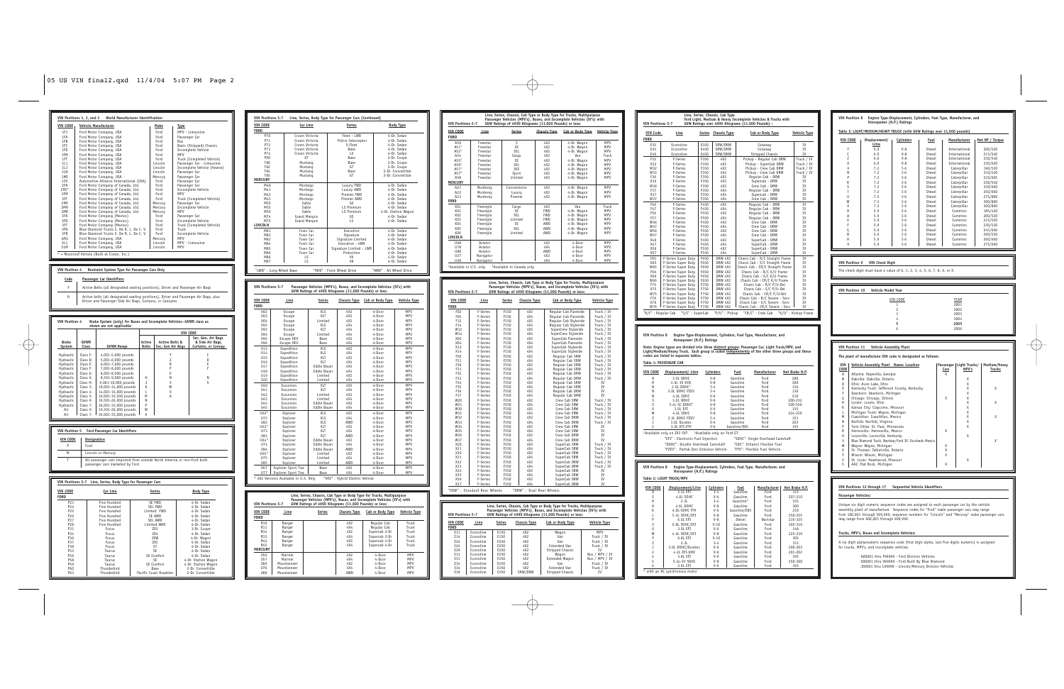## VIN Positions 1, 2, and 3 World Manufacturer Identification

| VIN CODE | Vehicle Manufacturer | Make | Type |
|---|---|---|---|
| 1FJ | Ford Motor Company, USA | Ford | MPV – Limousine |
| 1FA | Ford Motor Company, USA | Ford | Passenger Car |
| 1FB | Ford Motor Company, USA | Ford | Bus |
| 1FC | Ford Motor Company, USA | Ford | Basic (Stripped) Chassis |
| 1FD | Ford Motor Company, USA | Ford | Incomplete Vehicle |
| 1FM | Ford Motor Company, USA | Ford | MPV |
| 1FT | Ford Motor Company, USA | Ford | Truck (Completed Vehicle) |
| 1L1 | Ford Motor Company, USA | Lincoln | Passenger Car - Limousine |
| 1LJ | Ford Motor Company, USA | Lincoln | Incomplete Vehicle (Hearse) |
| 1LN | Ford Motor Company, USA | Lincoln | Passenger Car |
| 1ME | Ford Motor Company, USA | Mercury | Passenger Car |
| 1ZV | AutoAlliance International (USA) | Ford | Passenger Car |
| 2FA | Ford Motor Company of Canada, Ltd. | Ford | Passenger Car |
| 2FD* | Ford Motor Company of Canada, Ltd. | Ford | Incomplete Vehicle |
| 2FM | Ford Motor Company of Canada, Ltd. | Ford | MPV |
| 2FT | Ford Motor Company of Canada, Ltd. | Ford | Truck (Completed Vehicle) |
| 2ME | Ford Motor Company of Canada, Ltd. | Mercury | Passenger Car |
| 2MH | Ford Motor Company of Canada, Ltd. | Mercury | Incomplete Vehicle |
| 2MR | Ford Motor Company of Canada, Ltd. | Mercury | MPV |
| 3FA | Ford Motor Company (Mexico) | Ford | Passenger Car |
| 3FD | Ford Motor Company (Mexico) | Ford | Incomplete Vehicle |
| 3FT | Ford Motor Company (Mexico) | Ford | Truck (Completed Vehicle) |
| 3FN | Blue Diamond Trucks S. De R. L. De C. V. | Ford | Truck |
| 3FR | Blue Diamond Trucks S. De R. L. De C. V. | Ford | Incomplete Vehicle |
| 4M2 | Ford Motor Company, USA | Mercury | MPV |
| 5LJ | Ford Motor Company, USA | Lincoln | MPV – Limousine |
| 5LM | Ford Motor Company, USA | Lincoln | MPV |

* = Moonroof Vehicle (Built at Crewe, Inc.)

## VIN Position 4 Restraint System Type for Passenger Cars Only

| Code | Passenger Car Identifiers |
|---|---|
| F | Active Belts (all designated seating positions), Driver and Passenger Air Bags |
| H | Active Belts (all designated seating positions), Driver and Passenger Air Bags, plus Driver and Passenger Side Air Bags, Curtains, or Canopies |

## VIN Position 4 Brake System (only) for Buses and Incomplete Vehicles—GVWR class as shown are not applicable

| Brake System | GVWR Class | GVWR Range | VIN CODE: Active Belts | Active Belts & Sec. Gen Air Bags | Sec. Gen. Air Bags & Side Air Bags, Curtains or Canopy |
|---|---|---|---|---|---|
| Hydraulic | Class C: | 4,001-5,000 pounds | | Y | C |
| Hydraulic | Class D: | 5,001-6,000 pounds | | Z | D |
| Hydraulic | Class E: | 6,001-7,000 pounds | | R | E |
| Hydraulic | Class F: | 7,001-8,000 pounds | | P | F |
| Hydraulic | Class G: | 8,001-8,500 pounds | H | N | N |
| Hydraulic | Class H: | 8,501-10,000 pounds | J | S | S |
| Hydraulic | Class 3: | 10,001-14,000 pounds | K | W | |
| Hydraulic | Class 4: | 14,001-16,000 pounds | L | X | |
| Hydraulic | Class 5: | 16,001-19,500 pounds | M | A | |
| Hydraulic | Class 6: | 19,501-26,000 pounds | N | | |
| Hydraulic | Class 7: | 26,001-33,000 pounds | P | | |
| Air | Class 6: | 19,501-26,000 pounds | W | | |
| Air | Class 7: | 26,001-33,000 pounds | X | | |

## VIN Position 5 Ford Passenger Car Identifiers

| VIN CODE | Designation |
|---|---|
| P | Ford |
| M | Lincoln or Mercury |
| T | All passenger cars imported from outside North America or non-Ford built passenger cars marketed by Ford |

## VIN Positions 5-7 Line, Series, Body Type for Passenger Cars

| VIN CODE | Car Line | Series | Body Type |
|---|---|---|---|
| **FORD** | | | |
| P23 | Five Hundred | SE FWD | 4-Dr. Sedan |
| P24 | Five Hundred | SEL FWD | 4-Dr. Sedan |
| P25 | Five Hundred | Limited FWD | 4-Dr. Sedan |
| P26 | Five Hundred | SE AWD | 4-Dr. Sedan |
| P27 | Five Hundred | SEL AWD | 4-Dr. Sedan |
| P28 | Five Hundred | Limited AWD | 4-Dr. Sedan |
| P31 | Focus | ZX3 | 3-Dr. Coupe |
| P34 | Focus | ZX4 | 4-Dr. Sedan |
| P36 | Focus | ZXW | 4-Dr. Wagon |
| P37 | Focus | ZX5 | 5-Dr. Sedan |
| P38 | Focus | ST | 4-Dr. Sedan |
| P53 | Taurus | SE | 4-Dr. Sedan |
| P56 | Taurus | SE Comfort | 4-Dr. Sedan |
| P58 | Taurus | SE | 4-Dr. Station Wagon |
| P59 | Taurus | SE Comfort | 4-Dr. Station Wagon |
| P60 | Thunderbird | Base | 2-Dr. Convertible |
| P63 | Thunderbird | Pacific Coast Roadster | 2-Dr. Convertible |

## VIN Positions 5-7 Line, Series, Body Type for Passenger Cars (Continued)

| VIN CODE | Car Line | Series | Body Type |
|---|---|---|---|
| **FORD** | | | |
| P70 | Crown Victoria | Fleet - LWB | 4-Dr. Sedan |
| P71 | Crown Victoria | Police Interceptor | 4-Dr. Sedan |
| P72 | Crown Victoria | S-Fleet | 4-Dr. Sedan |
| P73 | Crown Victoria | Base | 4-Dr. Sedan |
| P74 | Crown Victoria | LX | 4-Dr. Sedan |
| P90 | GT | Base | 2-Dr. Coupe |
| T80 | Mustang | Base | 2-Dr. Coupe |
| T82 | Mustang | GT | 2-Dr. Coupe |
| T84 | Mustang | Base | 2-Dr. Convertible |
| T85 | Mustang | GT | 2-Dr. Convertible |
| **MERCURY** | | | |
| M40 | Montego | Luxury FWD | 4-Dr. Sedan |
| M41 | Montego | Luxury AWD | 4-Dr. Sedan |
| M42 | Montego | Premier FWD | 4-Dr. Sedan |
| M43 | Montego | Premier AWD | 4-Dr. Sedan |
| M50 | Sable | GS | 4-Dr. Sedan |
| M55 | Sable | LS Premium | 4-Dr. Sedan |
| M56 | Sable | LS Premium | 4-Dr. Station Wagon |
| M74 | Grand Marquis | GS | 4-Dr. Sedan |
| M75 | Grand Marquis | LS | 4-Dr. Sedan |
| **LINCOLN** | | | |
| M81 | Town Car | Executive | 4-Dr. Sedan |
| M82 | Town Car | Signature | 4-Dr. Sedan |
| M83 | Town Car | Signature Limited | 4-Dr. Sedan |
| M84 | Town Car | Executive - LWB | 4-Dr. Sedan |
| M85 | Town Car | Signature Limited - LWB | 4-Dr. Sedan |
| M89 | Town Car | Protection | 4-Dr. Sedan |
| M86 | LS | V6 | 4-Dr. Sedan |
| M87 | LS | V8 | 4-Dr. Sedan |

"LWB" : Long Wheel Base "FWD" : Front Wheel Drive "AWD" : All Wheel Drive

## VIN Positions 5-7 Passenger Vehicles (MPV's), Buses, and Incomplete Vehicles (IV's) with GVW Ratings of 4990 Kilograms (11,000 Pounds) or less:

| VIN CODE | Line | Series | Chassis Type | Cab or Body Type | Vehicle Type |
|---|---|---|---|---|---|
| **FORD** | | | | | |
| U02 | Escape | XLS | 4X2 | 4-Door | MPV |
| U03 | Escape | XLT | 4X2 | 4-Door | MPV |
| U04 | Escape | Limited | 4X2 | 4-Door | MPV |
| U92 | Escape | XLS | 4X4 | 4-Door | MPV |
| U93 | Escape | XLT | 4X4 | 4-Door | MPV |
| U94 | Escape | Limited | 4X4 | 4-Door | MPV |
| U95 | Escape HEV | Base | 4X2 | 4-Door | MPV |
| U96 | Escape HEV | Base | 4X4 | 4-Door | MPV |
| U13 | Expedition | XLS | 4X2 | 4-Door | MPV |
| U14 | Expedition | XLS | 4X4 | 4-Door | MPV |
| U15 | Expedition | XLT | 4X2 | 4-Door | MPV |
| U16 | Expedition | XLT | 4X4 | 4-Door | MPV |
| U17 | Expedition | Eddie Bauer | 4X2 | 4-Door | MPV |
| U18 | Expedition | Eddie Bauer | 4X4 | 4-Door | MPV |
| U19 | Expedition | Limited | 4X2 | 4-Door | MPV |
| U20 | Expedition | Limited | 4X4 | 4-Door | MPV |
| U40 | Excursion | XLT | 4X2 | 4-Door | MPV |
| U41 | Excursion | XLT | 4X4 | 4-Door | MPV |
| U42 | Excursion | Limited | 4X2 | 4-Door | MPV |
| U43 | Excursion | Limited | 4X4 | 4-Door | MPV |
| U44 | Excursion | Eddie Bauer | 4X2 | 4-Door | MPV |
| U45 | Excursion | Eddie Bauer | 4X4 | 4-Door | MPV |
| U62* | Explorer | XLS | 4X2 | 4-Door | MPV |
| U72 | Explorer | XLS | 4X4 | 4-Door | MPV |
| U63* | Explorer | XLT | 4X2 | 4-Door | MPV |
| U73 | Explorer | XLT | 4X4 | 4-Door | MPV |
| U83 | Explorer | XLT | AWD | 4-Door | MPV |
| U64* | Explorer | Eddie Bauer | 4X2 | 4-Door | MPV |
| U74 | Explorer | Eddie Bauer | 4X4 | 4-Door | MPV |
| U84 | Explorer | Eddie Bauer | AWD | 4-Door | MPV |
| U65* | Explorer | Limited | 4X2 | 4-Door | MPV |
| U75 | Explorer | Limited | 4X4 | 4-Door | MPV |
| U85 | Explorer | Limited | AWD | 4-Door | MPV |
| U67 | Explorer Sport Trac | Base | 4X2 | 4-Door | MPV |
| U77 | Explorer Sport Trac | Base | 4X4 | 4-Door | MPV |

* 4X2 Versions Available in U.S. Only "HEV" : Hybrid Electric Vehicle

## VIN Positions 5-7 Line, Series, Chassis, Cab Type or Body Type for Trucks, Multipurpose Passenger Vehicles (MPV's), Buses, and Incomplete Vehicles (IV's) with GVW Ratings of 4990 Kilograms (11,000 Pounds) or less:

| VIN CODE | Line | Series | Chassis Type | Cab or Body Type | Vehicle Type |
|---|---|---|---|---|---|
| **FORD** | | | | | |
| R10 | Ranger | | 4X2 | Regular Cab | Truck |
| R11 | Ranger | | 4X4 | Regular Cab | Truck |
| R14 | Ranger | | 4X2 | Supercab 2-Dr | Truck |
| R15 | Ranger | | 4X4 | Supercab 2-Dr | Truck |
| R44 | Ranger | | 4X2 | Supercab 4-Dr | Truck |
| R45 | Ranger | | 4X4 | Supercab 4-Dr | Truck |
| **MERCURY** | | | | | |
| U56 | Mariner | | 4X2 | 4-Door | MPV |
| U57 | Mariner | | 4X4 | 4-Door | MPV |
| U66 | Mountaineer | | 4X2 | 4-Door | MPV |
| U76 | Mountaineer | | 4X4 | 4-Door | MPV |
| U86 | Mountaineer | | AWD | 4-Door | MPV |

## VIN Positions 5-7 Line, Series, Chassis, Cab Type or Body Type for Trucks, Multipurpose Passenger Vehicles (MPV's), Buses, and Incomplete Vehicles (IV's) with GVW Ratings of 4990 Kilograms (11,000 Pounds) or less:

| VIN CODE | Line | Series | Chassis Type | Cab or Body Type | Vehicle Type |
|---|---|---|---|---|---|
| **FORD** | | | | | |
| A50 | Freestar | S | 4X2 | 4-Dr. Wagon | MPV |
| A51[1] | Freestar | SE | 4X2 | 4-Dr. Wagon | MPV |
| A52[1] | Freestar | SEL | 4X2 | 4-Dr. Wagon | MPV |
| A54 | Freestar | Cargo | 4X2 | Van | Truck |
| A55[2] | Freestar | SE | 4X2 | 4-Dr. Wagon | MPV |
| A56[2] | Freestar | SEL | 4X2 | 4-Dr. Wagon | MPV |
| A57[2] | Freestar | SES | 4X2 | 4-Dr. Wagon | MPV |
| A57[2] | Freestar | Sport | 4X2 | 4-Dr. Wagon | MPV |
| A58 | Freestar | Limited | 4X2 | 4-Dr. Wagon | MPV |
| **MERCURY** | | | | | |
| A21 | Monterey | Convenience | 4X2 | 4-Dr. Wagon | MPV |
| A22 | Monterey | Luxury | 4X2 | 4-Dr. Wagon | MPV |
| A23 | Monterey | Premier | 4X2 | 4-Dr. Wagon | MPV |
| **FORD** | | | | | |
| K01 | Freestyle | Cargo | 4X2 | Van | Truck |
| K01 | Freestyle | SE | FWD | 4-Dr. Wagon | MPV |
| K02 | Freestyle | SEL | FWD | 4-Dr. Wagon | MPV |
| K03 | Freestyle | Limited | FWD | 4-Dr. Wagon | MPV |
| K04 | Freestyle | SE | AWD | 4-Dr. Wagon | MPV |
| K05 | Freestyle | SEL | AWD | 4-Dr. Wagon | MPV |
| K06 | Freestyle | Limited | AWD | 4-Dr. Wagon | MPV |
| **LINCOLN** | | | | | |
| U68 | Aviator | | 4X2 | 4-Door | MPV |
| U78 | Aviator | | 4X4 | 4-Door | MPV |
| U88 | Aviator | | AWD | 4-Door | MPV |
| U27 | Navigator | | 4X2 | 4-Door | MPV |
| U28 | Navigator | | 4X4 | 4-Door | MPV |

[1]Available in U.S. only [2]Available in Canada only

## VIN Positions 5-7 Line, Series, Chassis, Cab Type or Body Type for Trucks, Multipurpose Passenger Vehicles (MPV's), Buses, and Incomplete Vehicles (IV's) with GVW Ratings of 4990 Kilograms (11,000 Pounds) or less:

| VIN CODE | Line | Series | Chassis Type | Cab or Body Type | Vehicle Type |
|---|---|---|---|---|---|
| **FORD** | | | | | |
| F02 | F-Series | F150 | 4X2 | Regular Cab Flareside | Truck / IV |
| F04 | F-Series | F150 | 4X2 | Regular Cab Styleside | Truck / IV |
| F12 | F-Series | F150 | 4X4 | Regular Cab Flareside | Truck / IV |
| F14 | F-Series | F150 | 4X4 | Regular Cab Styleside | Truck / IV |
| W12 | F-Series | F150 | 4X2 | SuperCrew Styleside | Truck / IV |
| W14 | F-Series | F150 | 4X4 | SuperCrew Styleside | Truck / IV |
| X02 | F-Series | F150 | 4X2 | SuperCab Flareside | Truck / IV |
| X04 | F-Series | F150 | 4X2 | SuperCab Styleside | Truck / IV |
| X12 | F-Series | F150 | 4X4 | SuperCab Flareside | Truck / IV |
| X14 | F-Series | F150 | 4X4 | SuperCab Styleside | Truck / IV |
| F20 | F-Series | F250 | 4X2 | Regular Cab SRW | Truck / IV |
| F21 | F-Series | F250 | 4X4 | Regular Cab SRW | Truck / IV |
| F30 | F-Series | F350 | 4X2 | Regular Cab SRW | Truck / IV |
| F31 | F-Series | F350 | 4X4 | Regular Cab SRW | Truck / IV |
| F32 | F-Series | F350 | 4X2 | Regular Cab DRW | Truck / IV |
| F33 | F-Series | F350 | 4X4 | Regular Cab DRW | Truck / IV |
| F34 | F-Series | F350 | 4X2 | Regular Cab SRW | IV |
| F35 | F-Series | F350 | 4X4 | Regular Cab SRW | IV |
| F36 | F-Series | F350 | 4X2 | Regular Cab DRW | IV |
| F37 | F-Series | F350 | 4X4 | Regular Cab DRW | IV |
| W20 | F-Series | F250 | 4X2 | Crew Cab SRW | Truck / IV |
| W21 | F-Series | F250 | 4X4 | Crew Cab SRW | Truck / IV |
| W30 | F-Series | F350 | 4X2 | Crew Cab SRW | Truck / IV |
| W31 | F-Series | F350 | 4X4 | Crew Cab SRW | Truck / IV |
| W32 | F-Series | F350 | 4X2 | Crew Cab DRW | Truck / IV |
| W33 | F-Series | F350 | 4X4 | Crew Cab DRW | Truck / IV |
| W34 | F-Series | F350 | 4X2 | Crew Cab SRW | IV |
| W35 | F-Series | F350 | 4X4 | Crew Cab SRW | IV |
| W36 | F-Series | F350 | 4X2 | Crew Cab DRW | IV |
| W37 | F-Series | F350 | 4X4 | Crew Cab DRW | IV |
| X20 | F-Series | F250 | 4X2 | SuperCab SRW | Truck / IV |
| X21 | F-Series | F250 | 4X4 | SuperCab SRW | Truck / IV |
| X30 | F-Series | F350 | 4X2 | SuperCab SRW | Truck / IV |
| X31 | F-Series | F350 | 4X4 | SuperCab SRW | Truck / IV |
| X32 | F-Series | F350 | 4X2 | SuperCab DRW | Truck / IV |
| X33 | F-Series | F350 | 4X4 | SuperCab DRW | Truck / IV |
| X34 | F-Series | F350 | 4X2 | SuperCab SRW | IV |
| X35 | F-Series | F350 | 4X4 | SuperCab SRW | IV |
| X36 | F-Series | F350 | 4X2 | SuperCab DRW | IV |
| X37 | F-Series | F350 | 4X4 | SuperCab DRW | IV |

"SRW" : Standard Rear Wheels "DRW" : Dual Rear Wheels

## VIN Positions 5-7 Line, Series, Chassis, Cab Type or Body Type for Trucks, Multipurpose Passenger Vehicles (MPV's), Buses, and Incomplete Vehicles (IV's) with GVW Ratings of 4990 Kilograms (11,000 Pounds) or less:

| VIN CODE | Line | Series | Chassis Type | Cab or Body Type | Vehicle Type |
|---|---|---|---|---|---|
| **FORD** | | | | | |
| E11 | Econoline | E150 | 4X2 | Wagon | MPV |
| E14 | Econoline | E150 | 4X2 | Van | Truck / IV |
| E20 | Econoline | E250 | 4X2 | Van | Truck / IV |
| E24 | Econoline | E250 | 4X2 | Extended Van | Truck / IV |
| E29 | Econoline | E250 | 4X2 | Stripped Chassis | IV |
| E31 | Econoline | E350 | 4X2 | Wagon | Bus / MPV / IV |
| S31 | Econoline | E350 | 4X2 | Extended Wagon | Bus / MPV / IV |
| E34 | Econoline | E350 | 4X2 | Van | Truck / IV |
| S34 | Econoline | E350 | 4X2 | Extended Van | Truck / IV |
| E39 | Econoline | E350 | SRW/DRW | Stripped Chassis | IV |

## VIN Positions 5-7 Line, Series, Chassis, Cab Type — Ford Light, Medium & Heavy Incomplete Vehicles & Trucks with GVW Ratings over 4990 Kilograms (11,000 Pounds):

| VIN Code | Line | Series | Chassis Type | Cab or Body Type | Vehicle Type |
|---|---|---|---|---|---|
| **FORD** | | | | | |
| E35 | Econoline | E350 | SRW/DRW | Cutaway | IV |
| E45 | Econoline | E450 | SRW/DRW | Cutaway | IV |
| E40 | Econoline | E450 | SRW/DRW | Stripped Chassis | IV |
| F32 | F-Series | F350 | 4X2 | Pickup - Regular Cab DRW | Truck / IV |
| X32 | F-Series | F350 | 4X2 | Pickup - SuperCab DRW | Truck / IV |
| W32 | F-Series | F350 | 4X2 | Pickup - Crew Cab DRW | Truck / IV |
| W33 | F-Series | F350 | 4X4 | Pickup - Crew Cab DRW | Truck / IV |
| F36 | F-Series | F350 | 4X2 | Regular Cab - DRW | IV |
| X36 | F-Series | F350 | 4X2 | Supercab - DRW | IV |
| W36 | F-Series | F350 | 4X2 | Crew Cab - DRW | IV |
| F37 | F-Series | F350 | 4X4 | Regular Cab - DRW | IV |
| X37 | F-Series | F350 | 4X4 | Supercab - DRW | IV |
| W37 | F-Series | F350 | 4X4 | Crew Cab - DRW | IV |
| F46 | F-Series | F450 | 4X2 | Regular Cab - DRW | IV |
| F47 | F-Series | F450 | 4X4 | Regular Cab - DRW | IV |
| F56 | F-Series | F550 | 4X2 | Regular Cab - DRW | IV |
| F57 | F-Series | F550 | 4X4 | Regular Cab - DRW | IV |
| W46 | F-Series | F450 | 4X2 | Crew Cab - DRW | IV |
| W47 | F-Series | F450 | 4X4 | Crew Cab - DRW | IV |
| W56 | F-Series | F550 | 4X2 | Crew Cab - DRW | IV |
| W57 | F-Series | F550 | 4X4 | Crew Cab - DRW | IV |
| X46 | F-Series | F450 | 4X2 | SuperCab - DRW | IV |
| X47 | F-Series | F450 | 4X4 | SuperCab - DRW | IV |
| X56 | F-Series | F550 | 4X2 | SuperCab - DRW | IV |
| X57 | F-Series | F550 | 4X4 | SuperCab - DRW | IV |
| F65 | F-Series Super Duty | F650 | DRW 4X2 | Chassis Cab - R/C Straight Frame | IV |
| X65 | F-Series Super Duty | F650 | DRW 4X2 | Chassis Cab - S/C Straight Frame | IV |
| W65 | F-Series Super Duty | F650 | DRW 4X2 | Chassis Cab - CR/C Straight Frame | IV |
| F66 | F-Series Super Duty | F650 | DRW 4X2 | Chassis Cab - R/C K/U Frame | IV |
| X66 | F-Series Super Duty | F650 | DRW 4X2 | Chassis Cab - S/C K/U Frame | IV |
| W66 | F-Series Super Duty | F650 | DRW 4X2 | Chassis Cab - CR/C K/U Frame | IV |
| F75 | F-Series Super Duty | F750 | DRW 4X2 | Chassis Cab - R/C F/U-Del | IV |
| X75 | F-Series Super Duty | F750 | DRW 4X2 | Chassis Cab - S/C F/U-Del | IV |
| W75 | F-Series Super Duty | F750 | DRW 4X2 | Chassis Cab - CR/C F/U-Del | IV |
| F76 | F-Series Super Duty | F750 | DRW 4X2 | Chassis Cab - R/C Severe - Serv | IV |
| X76 | F-Series Super Duty | F750 | DRW 4X2 | Chassis Cab - S/C Severe - Serv | IV |
| W76 | F-Series Super Duty | F750 | DRW 4X2 | Chassis Cab - CR/C Severe - Serv | IV |

"R/C" : Regular Cab "S/C" : SuperCab "P/U" : Pickup "CR/C" : Crew Cab "K/U" : Kickup Frame

## VIN Position 8 Engine Type—Displacement, Cylinders, Fuel Type, Manufacturer, and Horsepower (N.F.) Ratings

Note: Engine types are divided into three distinct groups: Passenger Car, Light Truck/MPV, and Light/Medium/Heavy Truck. Each group is coded independently of the other three groups and these codes are listed in separate tables.

**Table 1: PASSENGER CAR**

| VIN CODE | Displacement/ Liter | Cylinders | Fuel | Manufacturer | Net Brake H.P. |
|---|---|---|---|---|---|
| A | 3.9L DOHC | V-8 | Gasoline | Ford | 280 |
| H | 4.6L 3V OHC | V-8 | Gasoline | Ford | 300 |
| N | 2.0L DOHC[1] | I-4 | Gasoline | Ford | 136 |
| 3 | 2.0L DOHC PZEV | I-4 | Gasoline | Ford | 130 |
| K | 4.0L SOHC | V-6 | Gasoline | Ford | 210 |
| S | 3.0L DOHC | V-6 | Gasoline | Ford | 200-232 |
| W | 5.4L SC DOHC[2] | V-8 | Gasoline | Ford | 500-550 |
| U | 3.0L EFI | V-6 | Gasoline | Ford | 155 |
| 1 | 4.6L SOHC | V-8 | Gasoline | Ford | 224-239 |
| Z | 2.3L DOHC PZEV | I-4 | Gasoline | Ford | 151 |
| 1 | 3.0L Duratec | V-6 | Gasoline | Ford | 203 |
| 2 | 3.0L EFI FFV | V-6 | Gasoline/E85 | Ford | 155 |

[1]Available only on ZX3 SVT [2]Available only on Ford GT

"EFI" : Electronic Fuel Injection "SOHC": Single Overhead Camshaft
"DOHC": Double Overhead Camshaft "E85": Ethanol Flexible Fuel
"PZEV": Partial Zero Emission Vehicle "FFV": flexible fuel Vehicle

## VIN Position 8 Engine Type—Displacement, Cylinders, Fuel Type, Manufacturer, and Horsepower (N.F.) Ratings

**Table 2: LIGHT TRUCK/MPV**

| VIN CODE | Displacement/Liter | Cylinders | Fuel | Manufacturer | Net Brake H.P. |
|---|---|---|---|---|---|
| U | 4.2L EFI | V-6 | Gasoline | Ford | 163 |
| E | 4.0L SOHC | V-6 | Gasoline | Ford | 207-210 |
| H | 2.3L | I-4 | Gasoline* | Ford | 155 |
| H | 4.6L DOHC | V-8 | Gasoline | Ford | 300 |
| K | 4.0L SOHC FFV | V-6 | Gasoline/E85 | Ford | 210 |
| L | 5.4L SOHC/EFI | V-8 | Gasoline | Ford | 250-255 |
| P | 6.0L EFI | V-8 | Diesel | Navistar | 235-325 |
| S | 6.8L SOHC EFI | V-10 | Gasoline | Ford | 305-310 |
| U | 3.0L EFI | V-6 | Gasoline | Ford | 148 |
| W | 4.6L SOHC/EFI | V-8 | Gasoline | Ford | 225-239 |
| Y | 6.8L EFI | V-10 | Gasoline | Ford | 305 |
| Z | 2.3L | I-4 | Gasoline | Ford | 153 |
| 1 | 3.0L DOHC/Duratec | V-6 | Gasoline | Ford | 200-203 |
| 2 | 4.2L EFI-OHV | V-6 | Gasoline | Ford | 201-202 |
| 4 | 3.8L EFI | V-6 | Gasoline | Ford | 195 |
| 5 | 5.4L 3V EFI | V-8 | Gasoline | Ford | 280-300 |
| 6 | 3.9L EFI | V-6 | Gasoline | Ford | 155 |

* with an AC synchronous motor

## VIN Position 8 Engine Type—Displacement, Cylinders, Fuel Type, Manufacturer, and Horsepower (N.F.) Ratings

**Table 3: LIGHT/MEDIUM/HEAVY TRUCK (with GVW Ratings over 11,000 pounds)**

| VIN CODE | Displacement/ Litre | Cylinders | Fuel | Manufacturer | Net HP / Torque |
|---|---|---|---|---|---|
| Y | 6.0 | V-8 | Diesel | International | 200/520 |
| C | 6.0 | V-8 | Diesel | International | 215/560 |
| Z | 6.0 | V-8 | Diesel | International | 230/560 |
| Q | 6.0 | V-8 | Diesel | International | 230/620 |
| 9 | 7.2 | I-6 | Diesel | Caterpillar | 190/520 |
| N | 7.2 | I-6 | Diesel | Caterpillar | 210/520 |
| P | 7.2 | I-6 | Diesel | Caterpillar | 210/605 |
| R | 7.2 | I-6 | Diesel | Caterpillar | 230/540 |
| S | 7.2 | I-6 | Diesel | Caterpillar | 230/660 |
| T | 7.2 | I-6 | Diesel | Caterpillar | 250/660 |
| U | 7.2 | I-6 | Diesel | Caterpillar | 275/800 |
| W | 7.2 | I-6 | Diesel | Caterpillar | 300/800 |
| X | 7.2 | I-6 | Diesel | Caterpillar | 300/860 |
| D | 5.9 | I-6 | Diesel | Cummins | 185/420 |
| A | 5.9 | I-6 | Diesel | Cummins | 200/520 |
| E | 5.9 | I-6 | Diesel | Cummins | 215/520 |
| F | 5.9 | I-6 | Diesel | Cummins | 230/520 |
| G | 5.9 | I-6 | Diesel | Cummins | 245/560 |
| B | 5.9 | I-6 | Diesel | Cummins | 250/550 |
| H | 5.9 | I-6 | Diesel | Cummins | 260/660 |
| V | 5.9 | I-6 | Diesel | Cummins | 275/660 |

## VIN Position 9 VIN Check Digit

The check digit must have a value of 0, 1, 2, 3, 4, 5, 6, 7, 8, 9, or X.

## VIN Position 10 Vehicle Model Year

| VIN CODE | YEAR |
|---|---|
| 1 | 2001 |
| 2 | 2002 |
| 3 | 2003 |
| 4 | 2004 |
| 5 | 2005 |
| 6 | 2006 |

## VIN Position 11 Vehicle Assembly Plant

The plant of manufacture VIN code is designated as follows:

| VIN CODE | Vehicle Assembly Plant Name: Location | Passenger Cars | Light Trucks/ MPV's | Medium/Heavy Trucks |
|---|---|---|---|---|
| A | Atlanta: Hapeville, Georgia | X | | |
| B | Oakville: Oakville, Ontario | | X | |
| D | Ohio: Avon Lake, Ohio | | X | |
| E | Kentucky Truck: Jefferson County, Kentucky | | X | X |
| F | Dearborn: Dearborn, Michigan | | X | |
| G | Chicago: Chicago, Illinois | X | X | |
| H | Lorain: Lorain, Ohio | | X | X |
| K | Kansas City: Claycomo, Missouri | | X | |
| L | Michigan Truck: Wayne, Michigan | | X | |
| M | Cuautitlan: Cuautitlan, Mexico | | X | X |
| N | Norfolk: Norfolk, Virginia | | X | |
| P | Twin Cities: St. Paul, Minnesota | | X | |
| R | Hermosillo: Hermosillo, Mexico | X | | |
| U | Louisville: Louisville, Kentucky | | X | |
| V | Blue Diamond Truck, Navistar/Ford JV: Escobedo Mexico | | | X |
| W | Wayne: Wayne, Michigan | X | | |
| X | St. Thomas: Talbotville, Ontario | X | | |
| Y | Wixom: Wixom, Michigan | X | | |
| Z | St. Louis: Hazelwood, Missouri | | X | |
| 5 | AAI: Flat Rock, Michigan | X | | |

## VIN Positions 12 through 17 Sequential Vehicle Identifiers

**Passenger Vehicles:**

Unique six digit numeric sequence codes are assigned to each passenger car by the vehicle assembly plant of manufacture. Sequence codes for "Ford" make passenger cars may range from 100,001 through 599,999; sequence numbers for "Lincoln" and "Mercury" make passenger cars may range from 600,001 through 999,999.

**Trucks, MPV's, Buses and Incomplete Vehicles:**

A six digit alphanumeric sequence code (first digit alpha, last five digits numeric) is assigned for trucks, MPV's, and incomplete vehicles.

A00001 thru P99999 – Ford Division Vehicles
R00001 thru Y99999 – Ford Built By Blue Diamond
Z00001 thru Z99999 – Lincoln/Mercury Division Vehicles